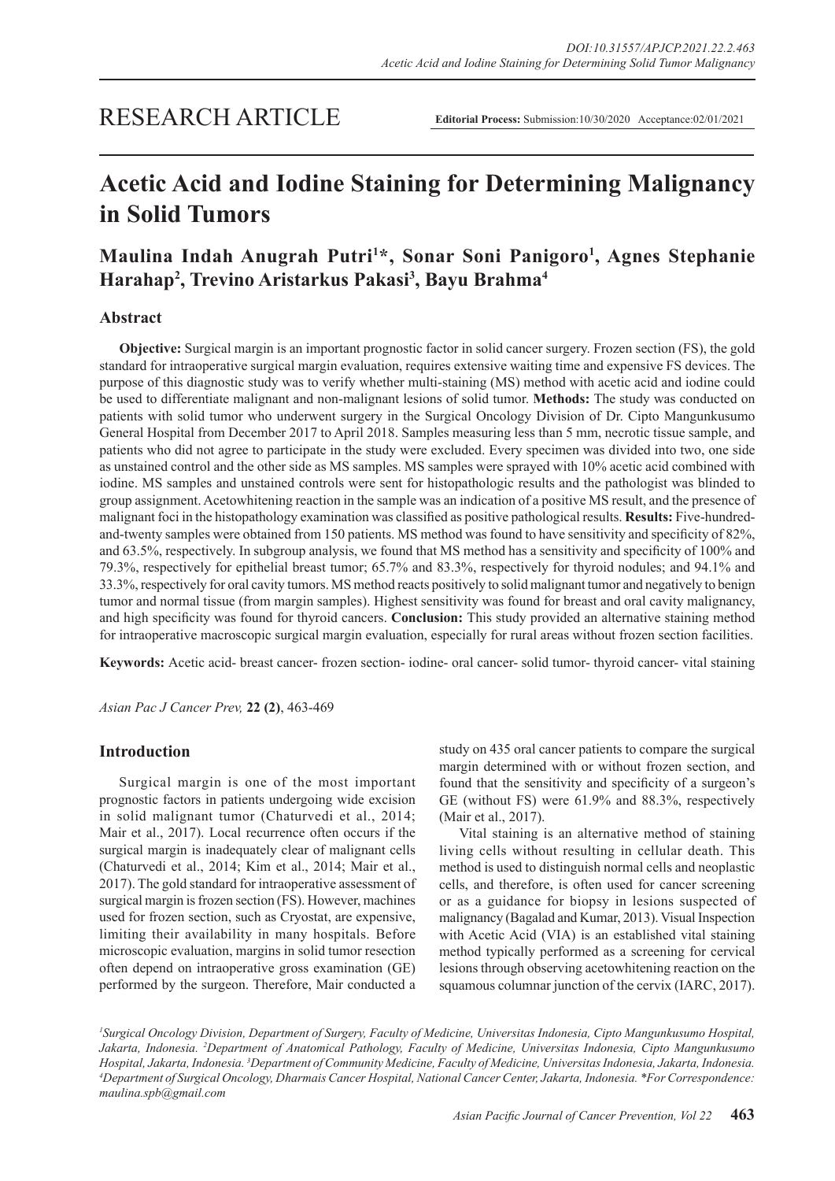RESEARCH ARTICLE

**Editorial Process:** Submission:10/30/2020 Acceptance:02/01/2021

# Acetic Acid and Iodine Staining for Determining Malignancy in Solid Tumors

**Maulina Indah Anugrah Putri[1]*, Sonar Soni Panigoro[1], Agnes Stephanie Harahap[2], Trevino Aristarkus Pakasi[3], Bayu Brahma[4]**

## Abstract

**Objective:** Surgical margin is an important prognostic factor in solid cancer surgery. Frozen section (FS), the gold standard for intraoperative surgical margin evaluation, requires extensive waiting time and expensive FS devices. The purpose of this diagnostic study was to verify whether multi-staining (MS) method with acetic acid and iodine could be used to differentiate malignant and non-malignant lesions of solid tumor. **Methods:** The study was conducted on patients with solid tumor who underwent surgery in the Surgical Oncology Division of Dr. Cipto Mangunkusumo General Hospital from December 2017 to April 2018. Samples measuring less than 5 mm, necrotic tissue sample, and patients who did not agree to participate in the study were excluded. Every specimen was divided into two, one side as unstained control and the other side as MS samples. MS samples were sprayed with 10% acetic acid combined with iodine. MS samples and unstained controls were sent for histopathologic results and the pathologist was blinded to group assignment. Acetowhitening reaction in the sample was an indication of a positive MS result, and the presence of malignant foci in the histopathology examination was classified as positive pathological results. **Results:** Five-hundred-and-twenty samples were obtained from 150 patients. MS method was found to have sensitivity and specificity of 82%, and 63.5%, respectively. In subgroup analysis, we found that MS method has a sensitivity and specificity of 100% and 79.3%, respectively for epithelial breast tumor; 65.7% and 83.3%, respectively for thyroid nodules; and 94.1% and 33.3%, respectively for oral cavity tumors. MS method reacts positively to solid malignant tumor and negatively to benign tumor and normal tissue (from margin samples). Highest sensitivity was found for breast and oral cavity malignancy, and high specificity was found for thyroid cancers. **Conclusion:** This study provided an alternative staining method for intraoperative macroscopic surgical margin evaluation, especially for rural areas without frozen section facilities.

**Keywords:** Acetic acid- breast cancer- frozen section- iodine- oral cancer- solid tumor- thyroid cancer- vital staining

*Asian Pac J Cancer Prev,* **22 (2)**, 463-469

## Introduction

Surgical margin is one of the most important prognostic factors in patients undergoing wide excision in solid malignant tumor (Chaturvedi et al., 2014; Mair et al., 2017). Local recurrence often occurs if the surgical margin is inadequately clear of malignant cells (Chaturvedi et al., 2014; Kim et al., 2014; Mair et al., 2017). The gold standard for intraoperative assessment of surgical margin is frozen section (FS). However, machines used for frozen section, such as Cryostat, are expensive, limiting their availability in many hospitals. Before microscopic evaluation, margins in solid tumor resection often depend on intraoperative gross examination (GE) performed by the surgeon. Therefore, Mair conducted a study on 435 oral cancer patients to compare the surgical margin determined with or without frozen section, and found that the sensitivity and specificity of a surgeon's GE (without FS) were 61.9% and 88.3%, respectively (Mair et al., 2017).

Vital staining is an alternative method of staining living cells without resulting in cellular death. This method is used to distinguish normal cells and neoplastic cells, and therefore, is often used for cancer screening or as a guidance for biopsy in lesions suspected of malignancy (Bagalad and Kumar, 2013). Visual Inspection with Acetic Acid (VIA) is an established vital staining method typically performed as a screening for cervical lesions through observing acetowhitening reaction on the squamous columnar junction of the cervix (IARC, 2017).

*[1]Surgical Oncology Division, Department of Surgery, Faculty of Medicine, Universitas Indonesia, Cipto Mangunkusumo Hospital, Jakarta, Indonesia. [2]Department of Anatomical Pathology, Faculty of Medicine, Universitas Indonesia, Cipto Mangunkusumo Hospital, Jakarta, Indonesia. [3]Department of Community Medicine, Faculty of Medicine, Universitas Indonesia, Jakarta, Indonesia. [4]Department of Surgical Oncology, Dharmais Cancer Hospital, National Cancer Center, Jakarta, Indonesia. *For Correspondence: maulina.spb@gmail.com*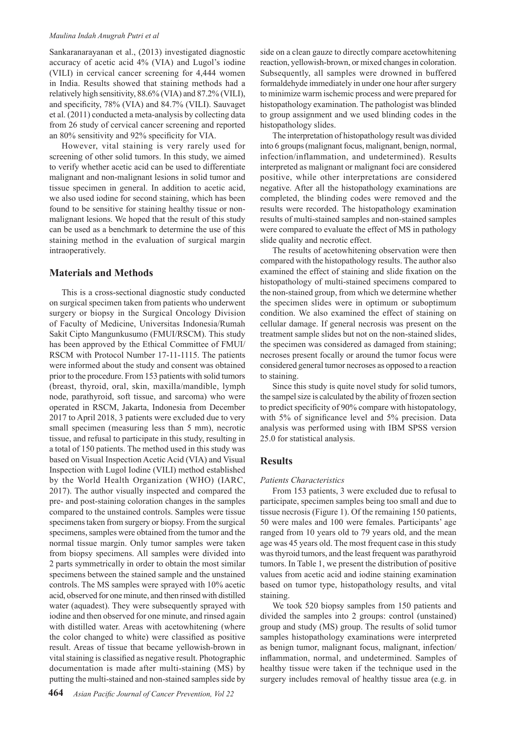Sankaranarayanan et al., (2013) investigated diagnostic accuracy of acetic acid 4% (VIA) and Lugol's iodine (VILI) in cervical cancer screening for 4,444 women in India. Results showed that staining methods had a relatively high sensitivity, 88.6% (VIA) and 87.2% (VILI), and specificity, 78% (VIA) and 84.7% (VILI). Sauvaget et al. (2011) conducted a meta-analysis by collecting data from 26 study of cervical cancer screening and reported an 80% sensitivity and 92% specificity for VIA.

However, vital staining is very rarely used for screening of other solid tumors. In this study, we aimed to verify whether acetic acid can be used to differentiate malignant and non-malignant lesions in solid tumor and tissue specimen in general. In addition to acetic acid, we also used iodine for second staining, which has been found to be sensitive for staining healthy tissue or non-malignant lesions. We hoped that the result of this study can be used as a benchmark to determine the use of this staining method in the evaluation of surgical margin intraoperatively.

## Materials and Methods

This is a cross-sectional diagnostic study conducted on surgical specimen taken from patients who underwent surgery or biopsy in the Surgical Oncology Division of Faculty of Medicine, Universitas Indonesia/Rumah Sakit Cipto Mangunkusumo (FMUI/RSCM). This study has been approved by the Ethical Committee of FMUI/RSCM with Protocol Number 17-11-1115. The patients were informed about the study and consent was obtained prior to the procedure. From 153 patients with solid tumors (breast, thyroid, oral, skin, maxilla/mandible, lymph node, parathyroid, soft tissue, and sarcoma) who were operated in RSCM, Jakarta, Indonesia from December 2017 to April 2018, 3 patients were excluded due to very small specimen (measuring less than 5 mm), necrotic tissue, and refusal to participate in this study, resulting in a total of 150 patients. The method used in this study was based on Visual Inspection Acetic Acid (VIA) and Visual Inspection with Lugol Iodine (VILI) method established by the World Health Organization (WHO) (IARC, 2017). The author visually inspected and compared the pre- and post-staining coloration changes in the samples compared to the unstained controls. Samples were tissue specimens taken from surgery or biopsy. From the surgical specimens, samples were obtained from the tumor and the normal tissue margin. Only tumor samples were taken from biopsy specimens. All samples were divided into 2 parts symmetrically in order to obtain the most similar specimens between the stained sample and the unstained controls. The MS samples were sprayed with 10% acetic acid, observed for one minute, and then rinsed with distilled water (aquadest). They were subsequently sprayed with iodine and then observed for one minute, and rinsed again with distilled water. Areas with acetowhitening (where the color changed to white) were classified as positive result. Areas of tissue that became yellowish-brown in vital staining is classified as negative result. Photographic documentation is made after multi-staining (MS) by putting the multi-stained and non-stained samples side by side on a clean gauze to directly compare acetowhitening reaction, yellowish-brown, or mixed changes in coloration. Subsequently, all samples were drowned in buffered formaldehyde immediately in under one hour after surgery to minimize warm ischemic process and were prepared for histopathology examination. The pathologist was blinded to group assignment and we used blinding codes in the histopathology slides.

The interpretation of histopathology result was divided into 6 groups (malignant focus, malignant, benign, normal, infection/inflammation, and undetermined). Results interpreted as malignant or malignant foci are considered positive, while other interpretations are considered negative. After all the histopathology examinations are completed, the blinding codes were removed and the results were recorded. The histopathology examination results of multi-stained samples and non-stained samples were compared to evaluate the effect of MS in pathology slide quality and necrotic effect.

The results of acetowhitening observation were then compared with the histopathology results. The author also examined the effect of staining and slide fixation on the histopathology of multi-stained specimens compared to the non-stained group, from which we determine whether the specimen slides were in optimum or suboptimum condition. We also examined the effect of staining on cellular damage. If general necrosis was present on the treatment sample slides but not on the non-stained slides, the specimen was considered as damaged from staining; necroses present focally or around the tumor focus were considered general tumor necroses as opposed to a reaction to staining.

Since this study is quite novel study for solid tumors, the sampel size is calculated by the ability of frozen section to predict specificity of 90% compare with histopatology, with 5% of significance level and 5% precision. Data analysis was performed using with IBM SPSS version 25.0 for statistical analysis.

## Results

*Patients Characteristics*

From 153 patients, 3 were excluded due to refusal to participate, specimen samples being too small and due to tissue necrosis (Figure 1). Of the remaining 150 patients, 50 were males and 100 were females. Participants' age ranged from 10 years old to 79 years old, and the mean age was 45 years old. The most frequent case in this study was thyroid tumors, and the least frequent was parathyroid tumors. In Table 1, we present the distribution of positive values from acetic acid and iodine staining examination based on tumor type, histopathology results, and vital staining.

We took 520 biopsy samples from 150 patients and divided the samples into 2 groups: control (unstained) group and study (MS) group. The results of solid tumor samples histopathology examinations were interpreted as benign tumor, malignant focus, malignant, infection/inflammation, normal, and undetermined. Samples of healthy tissue were taken if the technique used in the surgery includes removal of healthy tissue area (e.g. in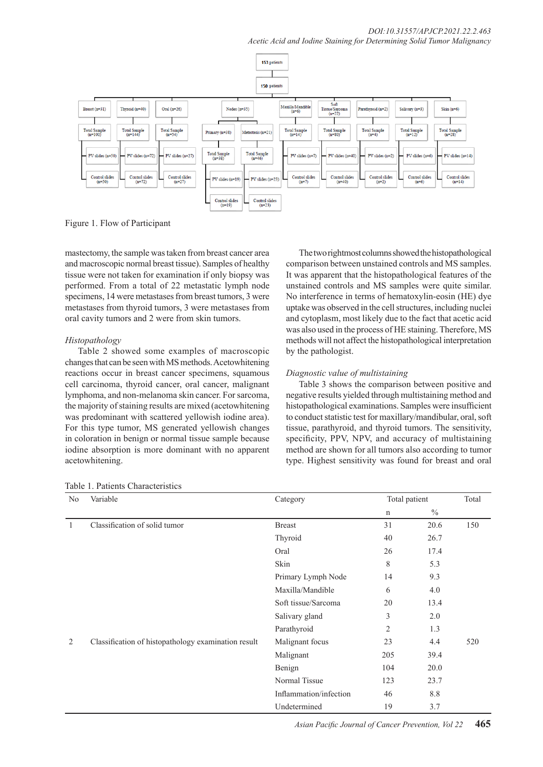Figure 1. Flow of Participant

mastectomy, the sample was taken from breast cancer area and macroscopic normal breast tissue). Samples of healthy tissue were not taken for examination if only biopsy was performed. From a total of 22 metastatic lymph node specimens, 14 were metastases from breast tumors, 3 were metastases from thyroid tumors, 3 were metastases from oral cavity tumors and 2 were from skin tumors.

*Histopathology*

Table 2 showed some examples of macroscopic changes that can be seen with MS methods. Acetowhitening reactions occur in breast cancer specimens, squamous cell carcinoma, thyroid cancer, oral cancer, malignant lymphoma, and non-melanoma skin cancer. For sarcoma, the majority of staining results are mixed (acetowhitening was predominant with scattered yellowish iodine area). For this type tumor, MS generated yellowish changes in coloration in benign or normal tissue sample because iodine absorption is more dominant with no apparent acetowhitening.

The two rightmost columns showed the histopathological comparison between unstained controls and MS samples. It was apparent that the histopathological features of the unstained controls and MS samples were quite similar. No interference in terms of hematoxylin-eosin (HE) dye uptake was observed in the cell structures, including nuclei and cytoplasm, most likely due to the fact that acetic acid was also used in the process of HE staining. Therefore, MS methods will not affect the histopathological interpretation by the pathologist.

*Diagnostic value of multistaining*

Table 3 shows the comparison between positive and negative results yielded through multistaining method and histopathological examinations. Samples were insufficient to conduct statistic test for maxillary/mandibular, oral, soft tissue, parathyroid, and thyroid tumors. The sensitivity, specificity, PPV, NPV, and accuracy of multistaining method are shown for all tumors also according to tumor type. Highest sensitivity was found for breast and oral

Table 1. Patients Characteristics

| No | Variable | Category | Total patient | | Total |
|---|---|---|---|---|---|
| | | | n | % | |
| 1 | Classification of solid tumor | Breast | 31 | 20.6 | 150 |
| | | Thyroid | 40 | 26.7 | |
| | | Oral | 26 | 17.4 | |
| | | Skin | 8 | 5.3 | |
| | | Primary Lymph Node | 14 | 9.3 | |
| | | Maxilla/Mandible | 6 | 4.0 | |
| | | Soft tissue/Sarcoma | 20 | 13.4 | |
| | | Salivary gland | 3 | 2.0 | |
| | | Parathyroid | 2 | 1.3 | |
| 2 | Classification of histopathology examination result | Malignant focus | 23 | 4.4 | 520 |
| | | Malignant | 205 | 39.4 | |
| | | Benign | 104 | 20.0 | |
| | | Normal Tissue | 123 | 23.7 | |
| | | Inflammation/infection | 46 | 8.8 | |
| | | Undetermined | 19 | 3.7 | |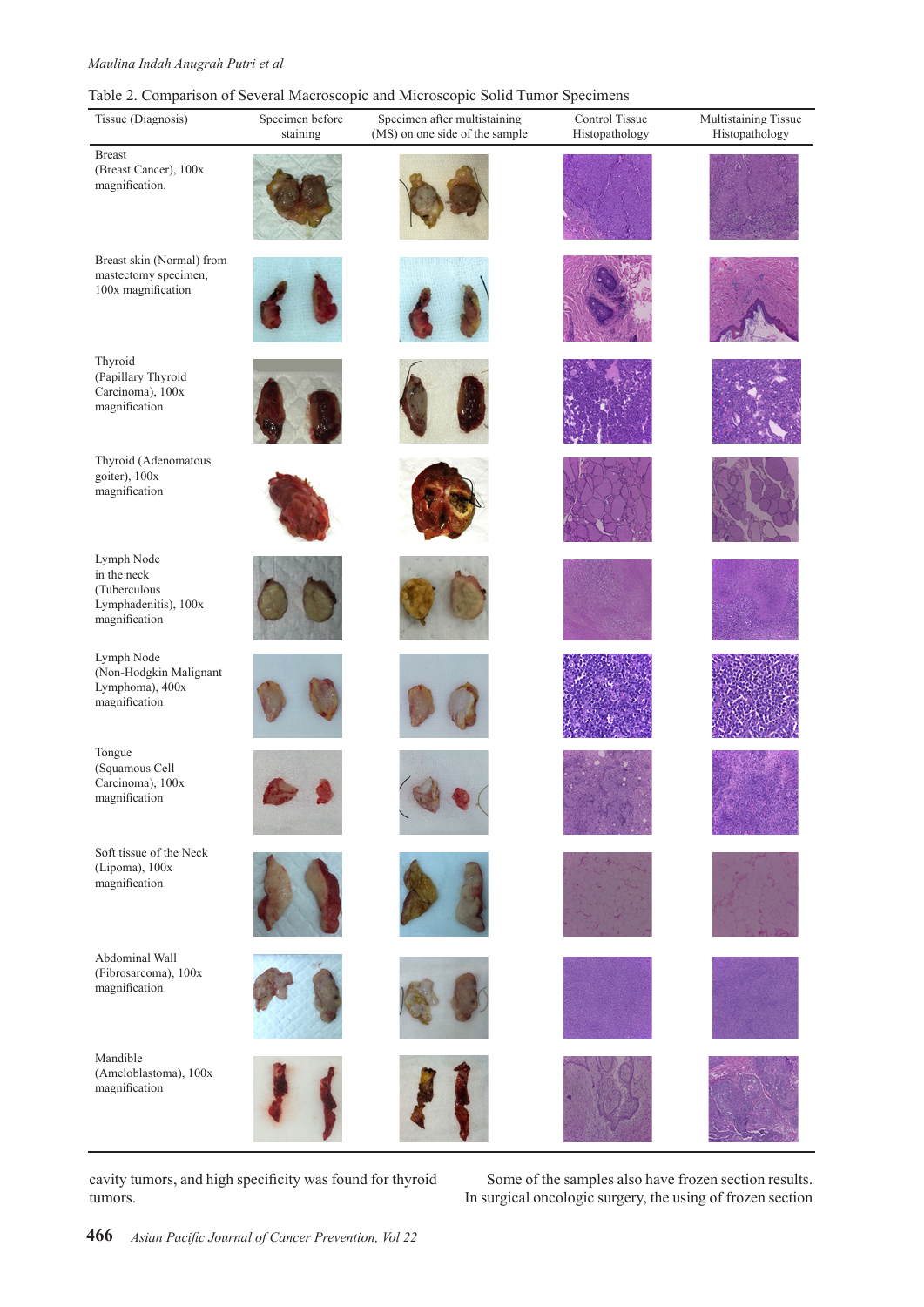Table 2. Comparison of Several Macroscopic and Microscopic Solid Tumor Specimens

| Tissue (Diagnosis) | Specimen before staining | Specimen after multistaining (MS) on one side of the sample | Control Tissue Histopathology | Multistaining Tissue Histopathology |
|---|---|---|---|---|
| Breast (Breast Cancer), 100x magnification. | | | | |
| Breast skin (Normal) from mastectomy specimen, 100x magnification | | | | |
| Thyroid (Papillary Thyroid Carcinoma), 100x magnification | | | | |
| Thyroid (Adenomatous goiter), 100x magnification | | | | |
| Lymph Node in the neck (Tuberculous Lymphadenitis), 100x magnification | | | | |
| Lymph Node (Non-Hodgkin Malignant Lymphoma), 400x magnification | | | | |
| Tongue (Squamous Cell Carcinoma), 100x magnification | | | | |
| Soft tissue of the Neck (Lipoma), 100x magnification | | | | |
| Abdominal Wall (Fibrosarcoma), 100x magnification | | | | |
| Mandible (Ameloblastoma), 100x magnification | | | | |

cavity tumors, and high specificity was found for thyroid tumors.

Some of the samples also have frozen section results. In surgical oncologic surgery, the using of frozen section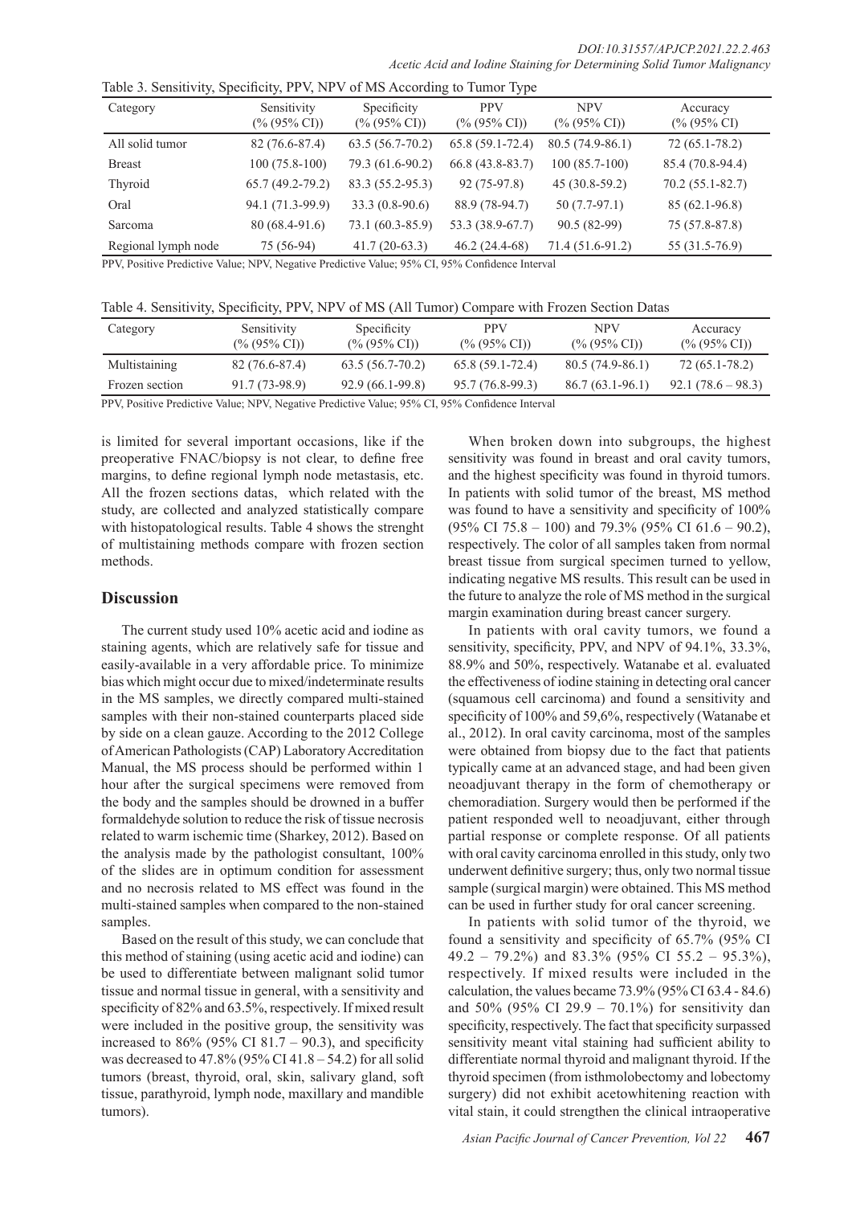Table 3. Sensitivity, Specificity, PPV, NPV of MS According to Tumor Type

| Category | Sensitivity (% (95% CI)) | Specificity (% (95% CI)) | PPV (% (95% CI)) | NPV (% (95% CI)) | Accuracy (% (95% CI) |
|---|---|---|---|---|---|
| All solid tumor | 82 (76.6-87.4) | 63.5 (56.7-70.2) | 65.8 (59.1-72.4) | 80.5 (74.9-86.1) | 72 (65.1-78.2) |
| Breast | 100 (75.8-100) | 79.3 (61.6-90.2) | 66.8 (43.8-83.7) | 100 (85.7-100) | 85.4 (70.8-94.4) |
| Thyroid | 65.7 (49.2-79.2) | 83.3 (55.2-95.3) | 92 (75-97.8) | 45 (30.8-59.2) | 70.2 (55.1-82.7) |
| Oral | 94.1 (71.3-99.9) | 33.3 (0.8-90.6) | 88.9 (78-94.7) | 50 (7.7-97.1) | 85 (62.1-96.8) |
| Sarcoma | 80 (68.4-91.6) | 73.1 (60.3-85.9) | 53.3 (38.9-67.7) | 90.5 (82-99) | 75 (57.8-87.8) |
| Regional lymph node | 75 (56-94) | 41.7 (20-63.3) | 46.2 (24.4-68) | 71.4 (51.6-91.2) | 55 (31.5-76.9) |

PPV, Positive Predictive Value; NPV, Negative Predictive Value; 95% CI, 95% Confidence Interval

Table 4. Sensitivity, Specificity, PPV, NPV of MS (All Tumor) Compare with Frozen Section Datas

| Category | Sensitivity (% (95% CI)) | Specificity (% (95% CI)) | PPV (% (95% CI)) | NPV (% (95% CI)) | Accuracy (% (95% CI)) |
|---|---|---|---|---|---|
| Multistaining | 82 (76.6-87.4) | 63.5 (56.7-70.2) | 65.8 (59.1-72.4) | 80.5 (74.9-86.1) | 72 (65.1-78.2) |
| Frozen section | 91.7 (73-98.9) | 92.9 (66.1-99.8) | 95.7 (76.8-99.3) | 86.7 (63.1-96.1) | 92.1 (78.6 – 98.3) |

PPV, Positive Predictive Value; NPV, Negative Predictive Value; 95% CI, 95% Confidence Interval

is limited for several important occasions, like if the preoperative FNAC/biopsy is not clear, to define free margins, to define regional lymph node metastasis, etc. All the frozen sections datas, which related with the study, are collected and analyzed statistically compare with histopatological results. Table 4 shows the strenght of multistaining methods compare with frozen section methods.

## Discussion

The current study used 10% acetic acid and iodine as staining agents, which are relatively safe for tissue and easily-available in a very affordable price. To minimize bias which might occur due to mixed/indeterminate results in the MS samples, we directly compared multi-stained samples with their non-stained counterparts placed side by side on a clean gauze. According to the 2012 College of American Pathologists (CAP) Laboratory Accreditation Manual, the MS process should be performed within 1 hour after the surgical specimens were removed from the body and the samples should be drowned in a buffer formaldehyde solution to reduce the risk of tissue necrosis related to warm ischemic time (Sharkey, 2012). Based on the analysis made by the pathologist consultant, 100% of the slides are in optimum condition for assessment and no necrosis related to MS effect was found in the multi-stained samples when compared to the non-stained samples.

Based on the result of this study, we can conclude that this method of staining (using acetic acid and iodine) can be used to differentiate between malignant solid tumor tissue and normal tissue in general, with a sensitivity and specificity of 82% and 63.5%, respectively. If mixed result were included in the positive group, the sensitivity was increased to 86% (95% CI 81.7 – 90.3), and specificity was decreased to 47.8% (95% CI 41.8 – 54.2) for all solid tumors (breast, thyroid, oral, skin, salivary gland, soft tissue, parathyroid, lymph node, maxillary and mandible tumors).

When broken down into subgroups, the highest sensitivity was found in breast and oral cavity tumors, and the highest specificity was found in thyroid tumors. In patients with solid tumor of the breast, MS method was found to have a sensitivity and specificity of 100% (95% CI 75.8 – 100) and 79.3% (95% CI 61.6 – 90.2), respectively. The color of all samples taken from normal breast tissue from surgical specimen turned to yellow, indicating negative MS results. This result can be used in the future to analyze the role of MS method in the surgical margin examination during breast cancer surgery.

In patients with oral cavity tumors, we found a sensitivity, specificity, PPV, and NPV of 94.1%, 33.3%, 88.9% and 50%, respectively. Watanabe et al. evaluated the effectiveness of iodine staining in detecting oral cancer (squamous cell carcinoma) and found a sensitivity and specificity of 100% and 59,6%, respectively (Watanabe et al., 2012). In oral cavity carcinoma, most of the samples were obtained from biopsy due to the fact that patients typically came at an advanced stage, and had been given neoadjuvant therapy in the form of chemotherapy or chemoradiation. Surgery would then be performed if the patient responded well to neoadjuvant, either through partial response or complete response. Of all patients with oral cavity carcinoma enrolled in this study, only two underwent definitive surgery; thus, only two normal tissue sample (surgical margin) were obtained. This MS method can be used in further study for oral cancer screening.

In patients with solid tumor of the thyroid, we found a sensitivity and specificity of 65.7% (95% CI 49.2 – 79.2%) and 83.3% (95% CI 55.2 – 95.3%), respectively. If mixed results were included in the calculation, the values became 73.9% (95% CI 63.4 - 84.6) and 50% (95% CI 29.9 – 70.1%) for sensitivity dan specificity, respectively. The fact that specificity surpassed sensitivity meant vital staining had sufficient ability to differentiate normal thyroid and malignant thyroid. If the thyroid specimen (from isthmolobectomy and lobectomy surgery) did not exhibit acetowhitening reaction with vital stain, it could strengthen the clinical intraoperative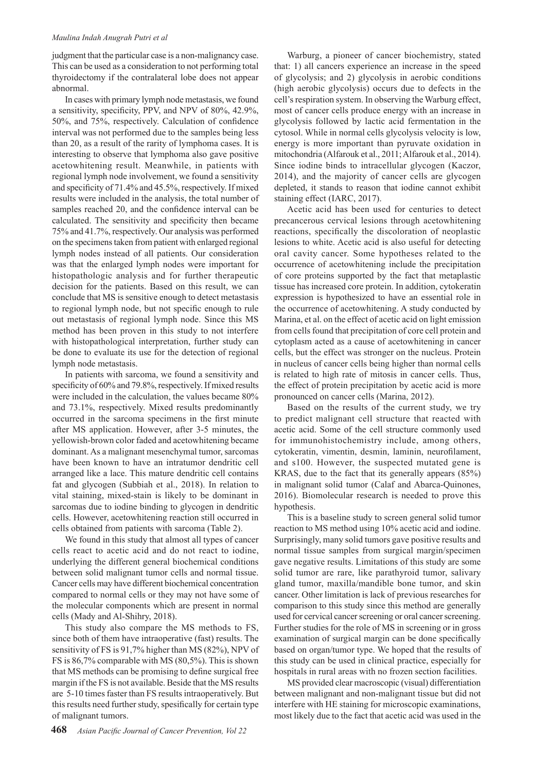judgment that the particular case is a non-malignancy case. This can be used as a consideration to not performing total thyroidectomy if the contralateral lobe does not appear abnormal.

In cases with primary lymph node metastasis, we found a sensitivity, specificity, PPV, and NPV of 80%, 42.9%, 50%, and 75%, respectively. Calculation of confidence interval was not performed due to the samples being less than 20, as a result of the rarity of lymphoma cases. It is interesting to observe that lymphoma also gave positive acetowhitening result. Meanwhile, in patients with regional lymph node involvement, we found a sensitivity and specificity of 71.4% and 45.5%, respectively. If mixed results were included in the analysis, the total number of samples reached 20, and the confidence interval can be calculated. The sensitivity and specificity then became 75% and 41.7%, respectively. Our analysis was performed on the specimens taken from patient with enlarged regional lymph nodes instead of all patients. Our consideration was that the enlarged lymph nodes were important for histopathologic analysis and for further therapeutic decision for the patients. Based on this result, we can conclude that MS is sensitive enough to detect metastasis to regional lymph node, but not specific enough to rule out metastasis of regional lymph node. Since this MS method has been proven in this study to not interfere with histopathological interpretation, further study can be done to evaluate its use for the detection of regional lymph node metastasis.

In patients with sarcoma, we found a sensitivity and specificity of 60% and 79.8%, respectively. If mixed results were included in the calculation, the values became 80% and 73.1%, respectively. Mixed results predominantly occurred in the sarcoma specimens in the first minute after MS application. However, after 3-5 minutes, the yellowish-brown color faded and acetowhitening became dominant. As a malignant mesenchymal tumor, sarcomas have been known to have an intratumor dendritic cell arranged like a lace. This mature dendritic cell contains fat and glycogen (Subbiah et al., 2018). In relation to vital staining, mixed-stain is likely to be dominant in sarcomas due to iodine binding to glycogen in dendritic cells. However, acetowhitening reaction still occurred in cells obtained from patients with sarcoma (Table 2).

We found in this study that almost all types of cancer cells react to acetic acid and do not react to iodine, underlying the different general biochemical conditions between solid malignant tumor cells and normal tissue. Cancer cells may have different biochemical concentration compared to normal cells or they may not have some of the molecular components which are present in normal cells (Mady and Al-Shihry, 2018).

This study also compare the MS methods to FS, since both of them have intraoperative (fast) results. The sensitivity of FS is 91,7% higher than MS (82%), NPV of FS is 86,7% comparable with MS (80,5%). This is shown that MS methods can be promising to define surgical free margin if the FS is not available. Beside that the MS results are 5-10 times faster than FS results intraoperatively. But this results need further study, spesifically for certain type of malignant tumors.

Warburg, a pioneer of cancer biochemistry, stated that: 1) all cancers experience an increase in the speed of glycolysis; and 2) glycolysis in aerobic conditions (high aerobic glycolysis) occurs due to defects in the cell's respiration system. In observing the Warburg effect, most of cancer cells produce energy with an increase in glycolysis followed by lactic acid fermentation in the cytosol. While in normal cells glycolysis velocity is low, energy is more important than pyruvate oxidation in mitochondria (Alfarouk et al., 2011; Alfarouk et al., 2014). Since iodine binds to intracellular glycogen (Kaczor, 2014), and the majority of cancer cells are glycogen depleted, it stands to reason that iodine cannot exhibit staining effect (IARC, 2017).

Acetic acid has been used for centuries to detect precancerous cervical lesions through acetowhitening reactions, specifically the discoloration of neoplastic lesions to white. Acetic acid is also useful for detecting oral cavity cancer. Some hypotheses related to the occurrence of acetowhitening include the precipitation of core proteins supported by the fact that metaplastic tissue has increased core protein. In addition, cytokeratin expression is hypothesized to have an essential role in the occurrence of acetowhitening. A study conducted by Marina, et al. on the effect of acetic acid on light emission from cells found that precipitation of core cell protein and cytoplasm acted as a cause of acetowhitening in cancer cells, but the effect was stronger on the nucleus. Protein in nucleus of cancer cells being higher than normal cells is related to high rate of mitosis in cancer cells. Thus, the effect of protein precipitation by acetic acid is more pronounced on cancer cells (Marina, 2012).

Based on the results of the current study, we try to predict malignant cell structure that reacted with acetic acid. Some of the cell structure commonly used for immunohistochemistry include, among others, cytokeratin, vimentin, desmin, laminin, neurofilament, and s100. However, the suspected mutated gene is KRAS, due to the fact that its generally appears (85%) in malignant solid tumor (Calaf and Abarca-Quinones, 2016). Biomolecular research is needed to prove this hypothesis.

This is a baseline study to screen general solid tumor reaction to MS method using 10% acetic acid and iodine. Surprisingly, many solid tumors gave positive results and normal tissue samples from surgical margin/specimen gave negative results. Limitations of this study are some solid tumor are rare, like parathyroid tumor, salivary gland tumor, maxilla/mandible bone tumor, and skin cancer. Other limitation is lack of previous researches for comparison to this study since this method are generally used for cervical cancer screening or oral cancer screening. Further studies for the role of MS in screening or in gross examination of surgical margin can be done specifically based on organ/tumor type. We hoped that the results of this study can be used in clinical practice, especially for hospitals in rural areas with no frozen section facilities.

MS provided clear macroscopic (visual) differentiation between malignant and non-malignant tissue but did not interfere with HE staining for microscopic examinations, most likely due to the fact that acetic acid was used in the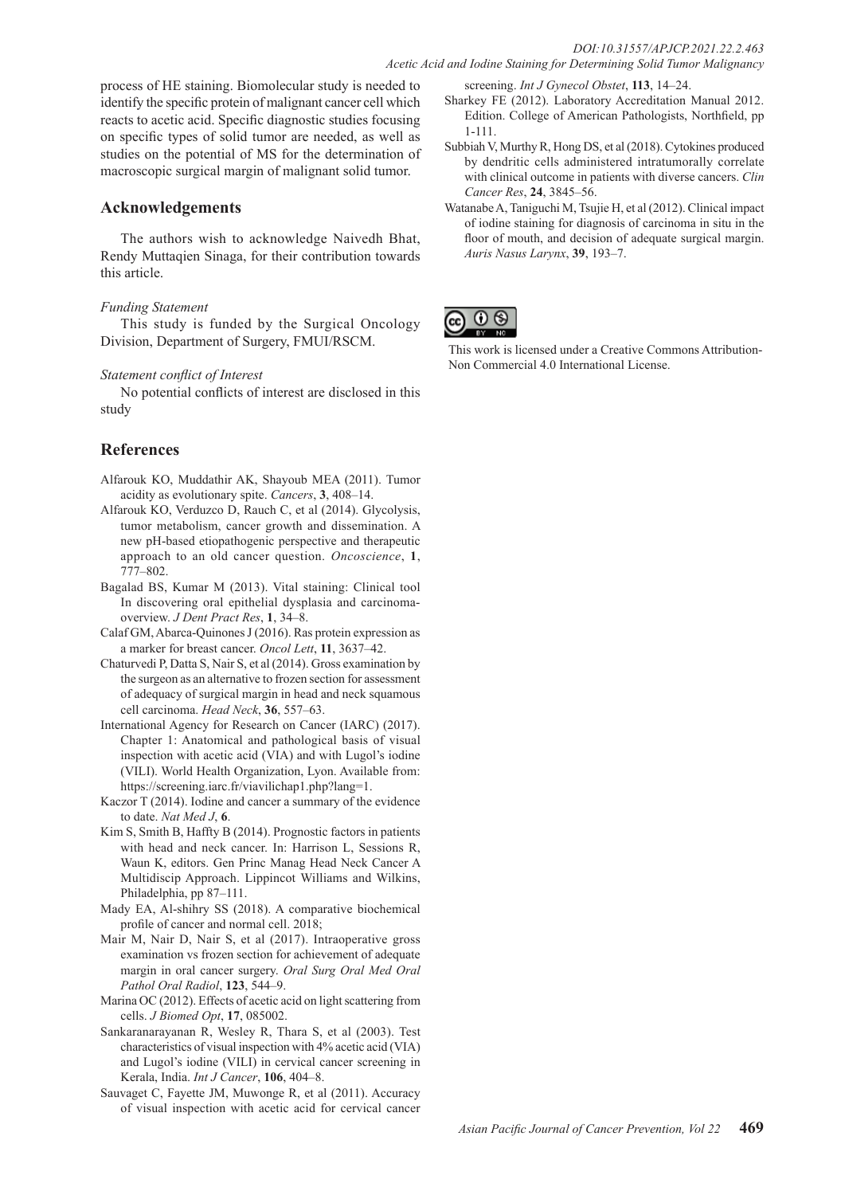process of HE staining. Biomolecular study is needed to identify the specific protein of malignant cancer cell which reacts to acetic acid. Specific diagnostic studies focusing on specific types of solid tumor are needed, as well as studies on the potential of MS for the determination of macroscopic surgical margin of malignant solid tumor.

## Acknowledgements

The authors wish to acknowledge Naivedh Bhat, Rendy Muttaqien Sinaga, for their contribution towards this article.

*Funding Statement*

This study is funded by the Surgical Oncology Division, Department of Surgery, FMUI/RSCM.

*Statement conflict of Interest*

No potential conflicts of interest are disclosed in this study

## References

Alfarouk KO, Muddathir AK, Shayoub MEA (2011). Tumor acidity as evolutionary spite. *Cancers*, **3**, 408–14.

Alfarouk KO, Verduzco D, Rauch C, et al (2014). Glycolysis, tumor metabolism, cancer growth and dissemination. A new pH-based etiopathogenic perspective and therapeutic approach to an old cancer question. *Oncoscience*, **1**, 777–802.

Bagalad BS, Kumar M (2013). Vital staining: Clinical tool In discovering oral epithelial dysplasia and carcinoma-overview. *J Dent Pract Res*, **1**, 34–8.

Calaf GM, Abarca-Quinones J (2016). Ras protein expression as a marker for breast cancer. *Oncol Lett*, **11**, 3637–42.

Chaturvedi P, Datta S, Nair S, et al (2014). Gross examination by the surgeon as an alternative to frozen section for assessment of adequacy of surgical margin in head and neck squamous cell carcinoma. *Head Neck*, **36**, 557–63.

International Agency for Research on Cancer (IARC) (2017). Chapter 1: Anatomical and pathological basis of visual inspection with acetic acid (VIA) and with Lugol's iodine (VILI). World Health Organization, Lyon. Available from: https://screening.iarc.fr/viavilichap1.php?lang=1.

Kaczor T (2014). Iodine and cancer a summary of the evidence to date. *Nat Med J*, **6**.

Kim S, Smith B, Haffty B (2014). Prognostic factors in patients with head and neck cancer. In: Harrison L, Sessions R, Waun K, editors. Gen Princ Manag Head Neck Cancer A Multidiscip Approach. Lippincot Williams and Wilkins, Philadelphia, pp 87–111.

Mady EA, Al-shihry SS (2018). A comparative biochemical profile of cancer and normal cell. 2018;

Mair M, Nair D, Nair S, et al (2017). Intraoperative gross examination vs frozen section for achievement of adequate margin in oral cancer surgery. *Oral Surg Oral Med Oral Pathol Oral Radiol*, **123**, 544–9.

Marina OC (2012). Effects of acetic acid on light scattering from cells. *J Biomed Opt*, **17**, 085002.

Sankaranarayanan R, Wesley R, Thara S, et al (2003). Test characteristics of visual inspection with 4% acetic acid (VIA) and Lugol's iodine (VILI) in cervical cancer screening in Kerala, India. *Int J Cancer*, **106**, 404–8.

Sauvaget C, Fayette JM, Muwonge R, et al (2011). Accuracy of visual inspection with acetic acid for cervical cancer screening. *Int J Gynecol Obstet*, **113**, 14–24.

Sharkey FE (2012). Laboratory Accreditation Manual 2012. Edition. College of American Pathologists, Northfield, pp 1-111.

Subbiah V, Murthy R, Hong DS, et al (2018). Cytokines produced by dendritic cells administered intratumorally correlate with clinical outcome in patients with diverse cancers. *Clin Cancer Res*, **24**, 3845–56.

Watanabe A, Taniguchi M, Tsujie H, et al (2012). Clinical impact of iodine staining for diagnosis of carcinoma in situ in the floor of mouth, and decision of adequate surgical margin. *Auris Nasus Larynx*, **39**, 193–7.

This work is licensed under a Creative Commons Attribution-Non Commercial 4.0 International License.